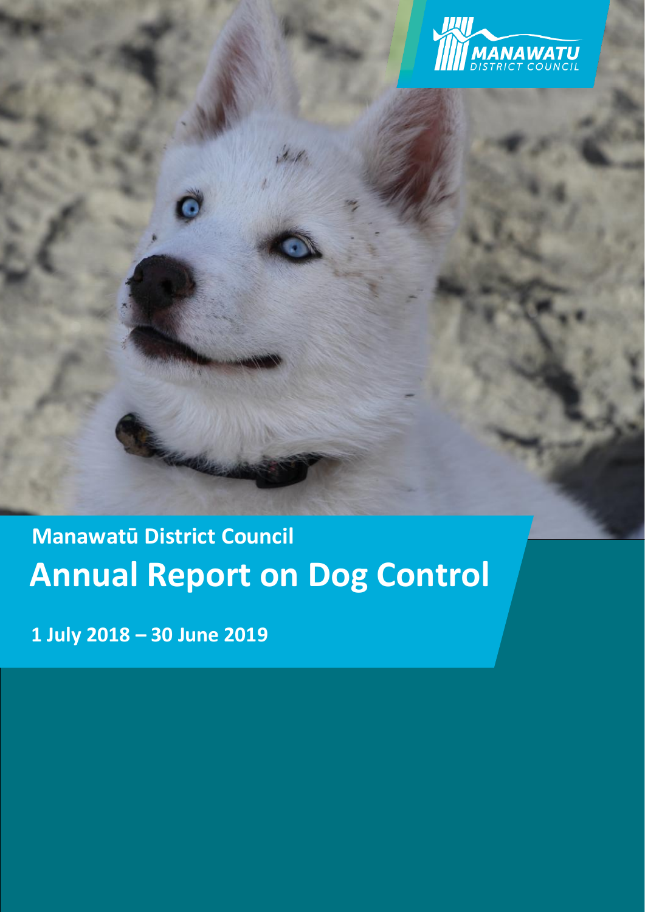Manawatū District Council

# Annual Report on Dog Control

**1 July 2018 – 30 June 2019**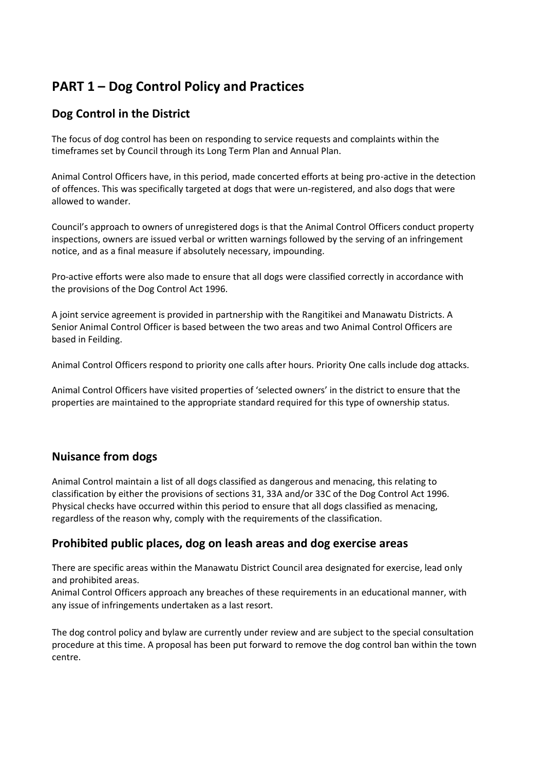# PART 1 – Dog Control Policy and Practices

## Dog Control in the District

The focus of dog control has been on responding to service requests and complaints within the timeframes set by Council through its Long Term Plan and Annual Plan.

Animal Control Officers have, in this period, made concerted efforts at being pro-active in the detection of offences. This was specifically targeted at dogs that were un-registered, and also dogs that were allowed to wander.

Council's approach to owners of unregistered dogs is that the Animal Control Officers conduct property inspections, owners are issued verbal or written warnings followed by the serving of an infringement notice, and as a final measure if absolutely necessary, impounding.

Pro-active efforts were also made to ensure that all dogs were classified correctly in accordance with the provisions of the Dog Control Act 1996.

A joint service agreement is provided in partnership with the Rangitikei and Manawatu Districts. A Senior Animal Control Officer is based between the two areas and two Animal Control Officers are based in Feilding.

Animal Control Officers respond to priority one calls after hours. Priority One calls include dog attacks.

Animal Control Officers have visited properties of 'selected owners' in the district to ensure that the properties are maintained to the appropriate standard required for this type of ownership status.

## Nuisance from dogs

Animal Control maintain a list of all dogs classified as dangerous and menacing, this relating to classification by either the provisions of sections 31, 33A and/or 33C of the Dog Control Act 1996. Physical checks have occurred within this period to ensure that all dogs classified as menacing, regardless of the reason why, comply with the requirements of the classification.

## Prohibited public places, dog on leash areas and dog exercise areas

There are specific areas within the Manawatu District Council area designated for exercise, lead only and prohibited areas.

Animal Control Officers approach any breaches of these requirements in an educational manner, with any issue of infringements undertaken as a last resort.

The dog control policy and bylaw are currently under review and are subject to the special consultation procedure at this time. A proposal has been put forward to remove the dog control ban within the town centre.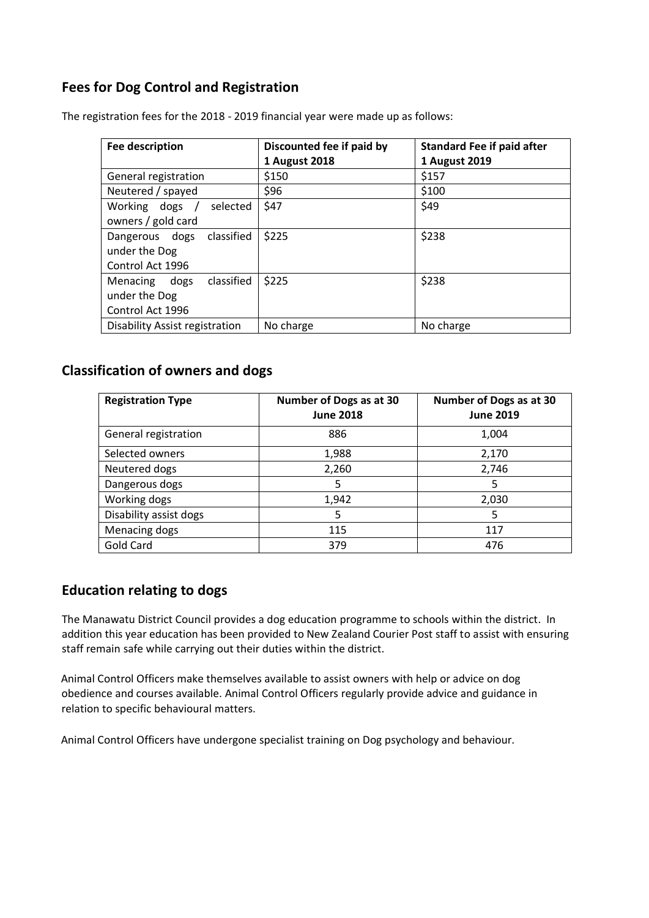## Fees for Dog Control and Registration

The registration fees for the 2018 - 2019 financial year were made up as follows:

| Fee description | Discounted fee if paid by 1 August 2018 | Standard Fee if paid after 1 August 2019 |
|---|---|---|
| General registration | $150 | $157 |
| Neutered / spayed | $96 | $100 |
| Working dogs / selected owners / gold card | $47 | $49 |
| Dangerous dogs classified under the Dog Control Act 1996 | $225 | $238 |
| Menacing dogs classified under the Dog Control Act 1996 | $225 | $238 |
| Disability Assist registration | No charge | No charge |

## Classification of owners and dogs

| Registration Type | Number of Dogs as at 30 June 2018 | Number of Dogs as at 30 June 2019 |
|---|---|---|
| General registration | 886 | 1,004 |
| Selected owners | 1,988 | 2,170 |
| Neutered dogs | 2,260 | 2,746 |
| Dangerous dogs | 5 | 5 |
| Working dogs | 1,942 | 2,030 |
| Disability assist dogs | 5 | 5 |
| Menacing dogs | 115 | 117 |
| Gold Card | 379 | 476 |

## Education relating to dogs

The Manawatu District Council provides a dog education programme to schools within the district. In addition this year education has been provided to New Zealand Courier Post staff to assist with ensuring staff remain safe while carrying out their duties within the district.

Animal Control Officers make themselves available to assist owners with help or advice on dog obedience and courses available. Animal Control Officers regularly provide advice and guidance in relation to specific behavioural matters.

Animal Control Officers have undergone specialist training on Dog psychology and behaviour.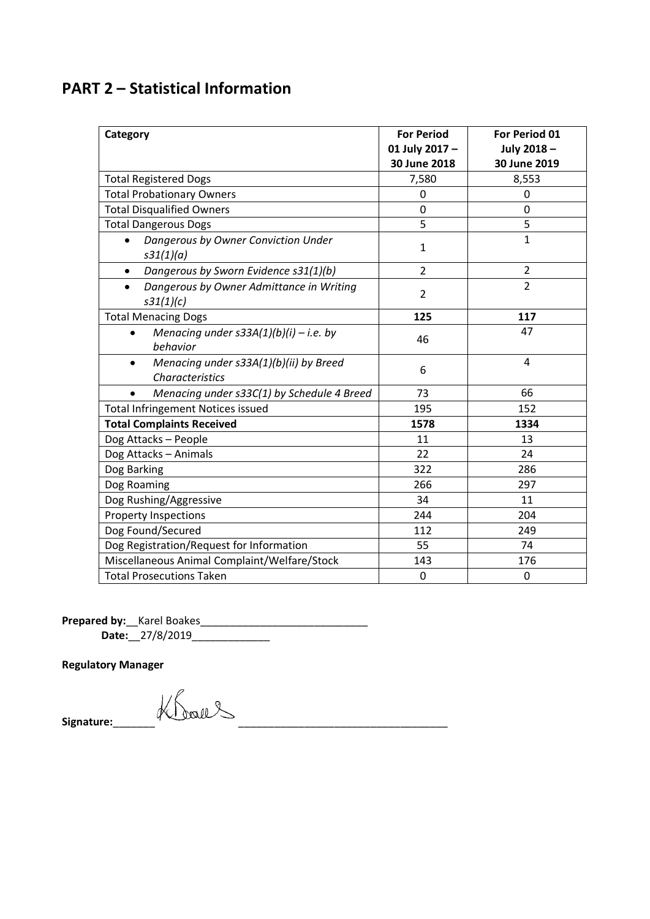## PART 2 – Statistical Information

| Category | For Period 01 July 2017 – 30 June 2018 | For Period 01 July 2018 – 30 June 2019 |
|---|---|---|
| Total Registered Dogs | 7,580 | 8,553 |
| Total Probationary Owners | 0 | 0 |
| Total Disqualified Owners | 0 | 0 |
| Total Dangerous Dogs | 5 | 5 |
| • *Dangerous by Owner Conviction Under s31(1)(a)* | 1 | 1 |
| • *Dangerous by Sworn Evidence s31(1)(b)* | 2 | 2 |
| • *Dangerous by Owner Admittance in Writing s31(1)(c)* | 2 | 2 |
| Total Menacing Dogs | **125** | **117** |
| • *Menacing under s33A(1)(b)(i) – i.e. by behavior* | 46 | 47 |
| • *Menacing under s33A(1)(b)(ii) by Breed Characteristics* | 6 | 4 |
| • *Menacing under s33C(1) by Schedule 4 Breed* | 73 | 66 |
| Total Infringement Notices issued | 195 | 152 |
| **Total Complaints Received** | **1578** | **1334** |
| Dog Attacks – People | 11 | 13 |
| Dog Attacks – Animals | 22 | 24 |
| Dog Barking | 322 | 286 |
| Dog Roaming | 266 | 297 |
| Dog Rushing/Aggressive | 34 | 11 |
| Property Inspections | 244 | 204 |
| Dog Found/Secured | 112 | 249 |
| Dog Registration/Request for Information | 55 | 74 |
| Miscellaneous Animal Complaint/Welfare/Stock | 143 | 176 |
| Total Prosecutions Taken | 0 | 0 |

**Prepared by:** Karel Boakes

**Date:** 27/8/2019

**Regulatory Manager**

**Signature:** K Boakes